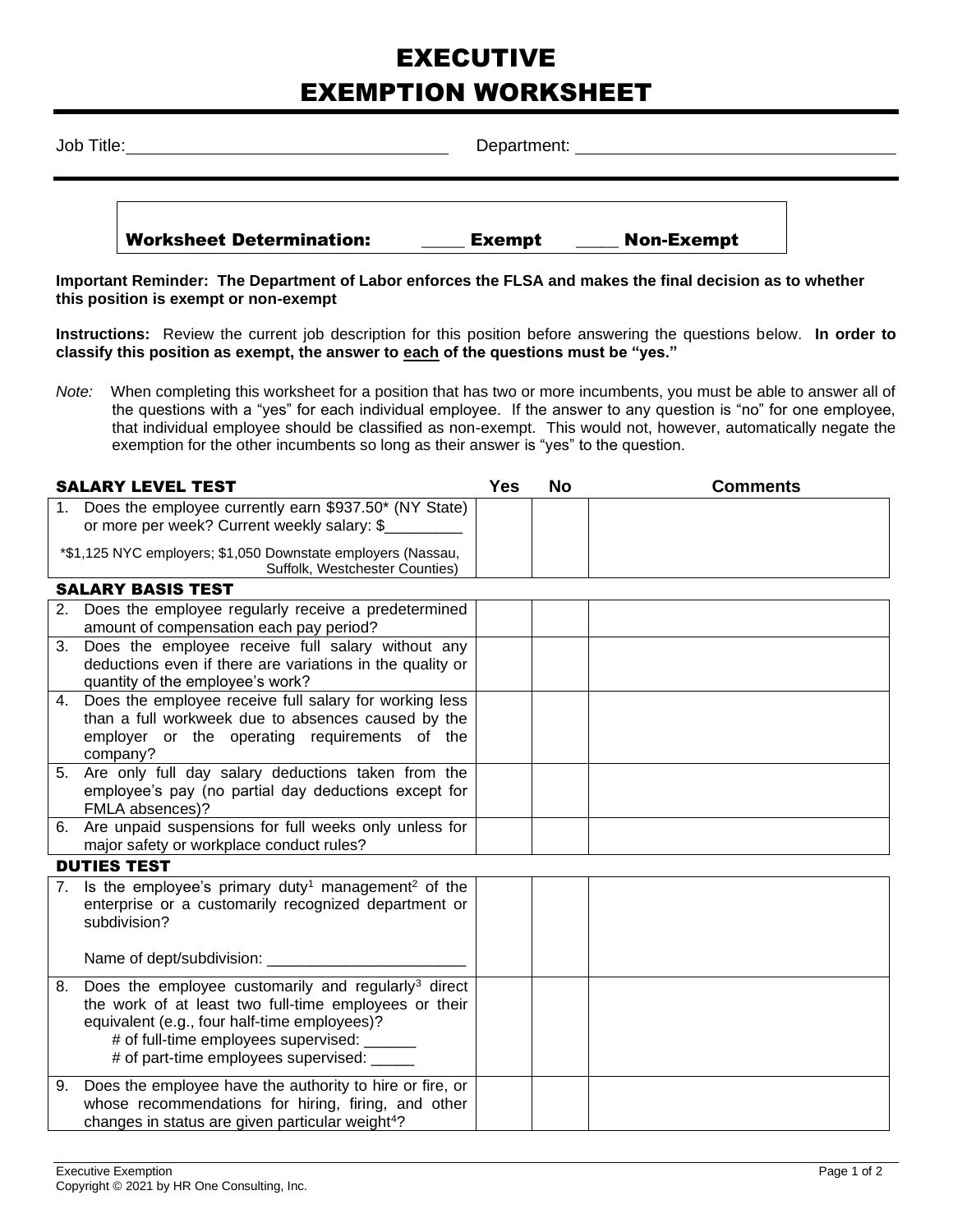# EXECUTIVE EXEMPTION WORKSHEET

Job Title: \_\_\_\_\_\_\_\_\_\_\_\_\_\_\_\_\_\_\_\_\_\_\_\_\_\_\_\_\_\_\_\_\_\_ Department: \_\_\_\_\_\_\_\_\_\_\_\_\_\_\_\_\_\_\_\_\_\_\_\_\_\_\_\_\_\_\_\_\_\_

**Worksheet Determination:** \_\_\_\_ **Exempt** \_\_\_\_ **Non-Exempt**

**Important Reminder: The Department of Labor enforces the FLSA and makes the final decision as to whether this position is exempt or non-exempt**

**Instructions:** Review the current job description for this position before answering the questions below. **In order to classify this position as exempt, the answer to each of the questions must be "yes."**

*Note:* When completing this worksheet for a position that has two or more incumbents, you must be able to answer all of the questions with a "yes" for each individual employee. If the answer to any question is "no" for one employee, that individual employee should be classified as non-exempt. This would not, however, automatically negate the exemption for the other incumbents so long as their answer is "yes" to the question.

| SALARY LEVEL TEST | Yes | No | Comments |
|---|---|---|---|
| 1. Does the employee currently earn $937.50* (NY State) or more per week? Current weekly salary: $\_\_\_\_\_\_\_\_\_<br>*$1,125 NYC employers; $1,050 Downstate employers (Nassau, Suffolk, Westchester Counties) | | | |
| **SALARY BASIS TEST** | | | |
| 2. Does the employee regularly receive a predetermined amount of compensation each pay period? | | | |
| 3. Does the employee receive full salary without any deductions even if there are variations in the quality or quantity of the employee's work? | | | |
| 4. Does the employee receive full salary for working less than a full workweek due to absences caused by the employer or the operating requirements of the company? | | | |
| 5. Are only full day salary deductions taken from the employee's pay (no partial day deductions except for FMLA absences)? | | | |
| 6. Are unpaid suspensions for full weeks only unless for major safety or workplace conduct rules? | | | |
| **DUTIES TEST** | | | |
| 7. Is the employee's primary duty[1] management[2] of the enterprise or a customarily recognized department or subdivision?<br>Name of dept/subdivision: \_\_\_\_\_\_\_\_\_\_\_\_\_\_\_\_\_\_\_\_\_\_\_ | | | |
| 8. Does the employee customarily and regularly[3] direct the work of at least two full-time employees or their equivalent (e.g., four half-time employees)?<br># of full-time employees supervised: \_\_\_\_\_\_<br># of part-time employees supervised: \_\_\_\_\_ | | | |
| 9. Does the employee have the authority to hire or fire, or whose recommendations for hiring, firing, and other changes in status are given particular weight[4]? | | | |

Executive Exemption
Copyright © 2021 by HR One Consulting, Inc.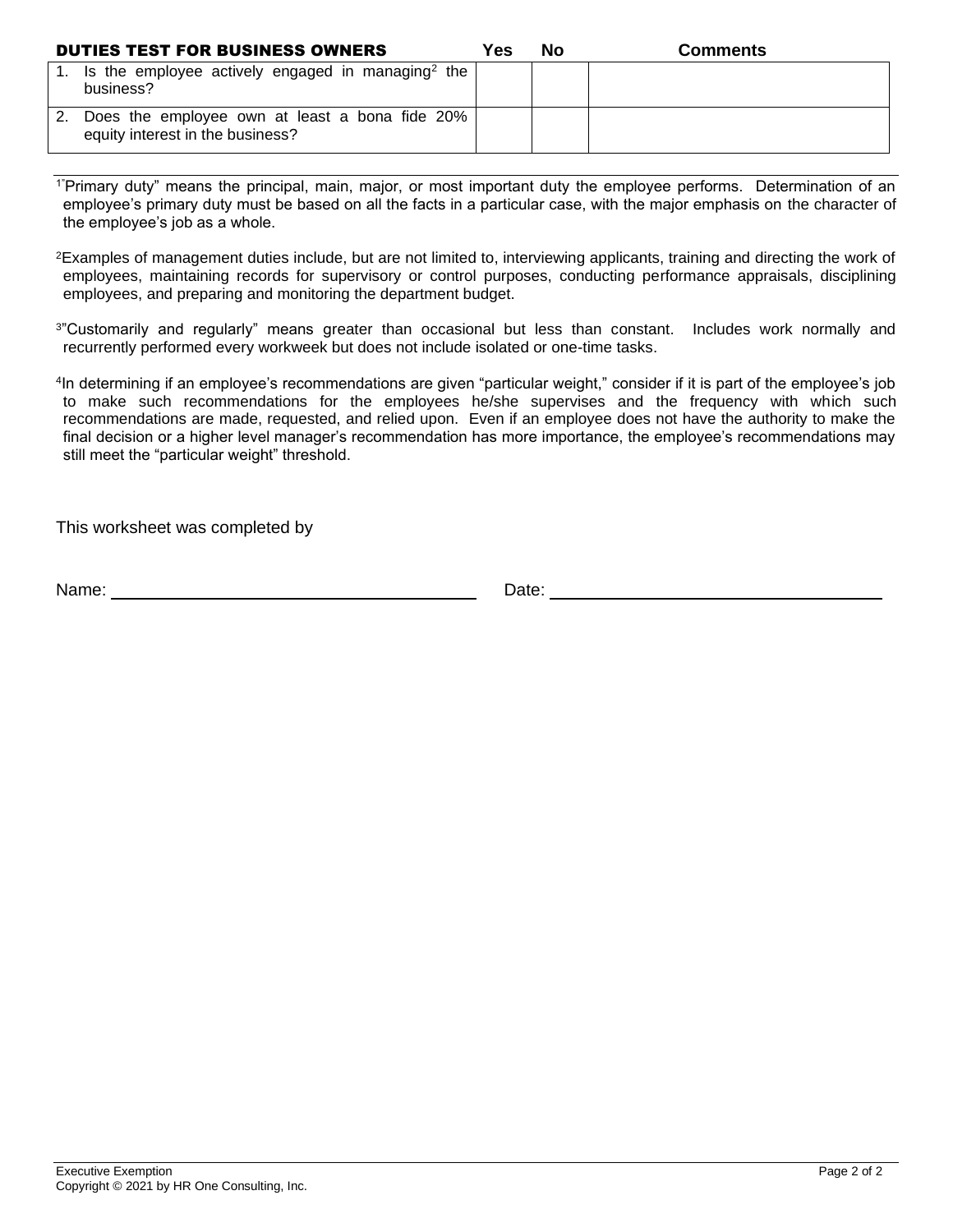| DUTIES TEST FOR BUSINESS OWNERS | Yes | No | Comments |
|---|---|---|---|
| 1. Is the employee actively engaged in managing[2] the business? | | | |
| 2. Does the employee own at least a bona fide 20% equity interest in the business? | | | |

[1]"Primary duty" means the principal, main, major, or most important duty the employee performs. Determination of an employee's primary duty must be based on all the facts in a particular case, with the major emphasis on the character of the employee's job as a whole.

[2]Examples of management duties include, but are not limited to, interviewing applicants, training and directing the work of employees, maintaining records for supervisory or control purposes, conducting performance appraisals, disciplining employees, and preparing and monitoring the department budget.

[3]"Customarily and regularly" means greater than occasional but less than constant. Includes work normally and recurrently performed every workweek but does not include isolated or one-time tasks.

[4]In determining if an employee's recommendations are given "particular weight," consider if it is part of the employee's job to make such recommendations for the employees he/she supervises and the frequency with which such recommendations are made, requested, and relied upon. Even if an employee does not have the authority to make the final decision or a higher level manager's recommendation has more importance, the employee's recommendations may still meet the "particular weight" threshold.

This worksheet was completed by

Name: ______________________________ Date: ______________________________

Executive Exemption
Copyright © 2021 by HR One Consulting, Inc.